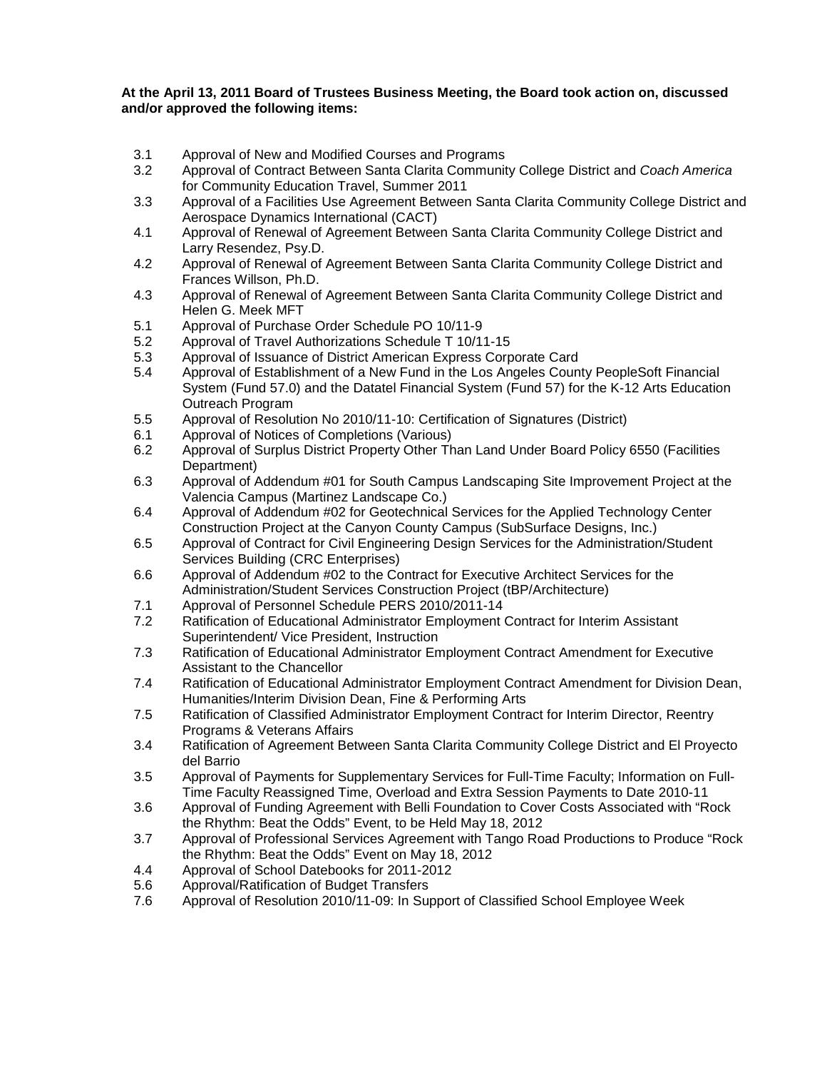**At the April 13, 2011 Board of Trustees Business Meeting, the Board took action on, discussed and/or approved the following items:**

- 3.1 Approval of New and Modified Courses and Programs
- 3.2 Approval of Contract Between Santa Clarita Community College District and *Coach America* for Community Education Travel, Summer 2011
- 3.3 Approval of a Facilities Use Agreement Between Santa Clarita Community College District and Aerospace Dynamics International (CACT)
- 4.1 Approval of Renewal of Agreement Between Santa Clarita Community College District and Larry Resendez, Psy.D.
- 4.2 Approval of Renewal of Agreement Between Santa Clarita Community College District and Frances Willson, Ph.D.
- 4.3 Approval of Renewal of Agreement Between Santa Clarita Community College District and Helen G. Meek MFT
- 5.1 Approval of Purchase Order Schedule PO 10/11-9
- 5.2 Approval of Travel Authorizations Schedule T 10/11-15
- 5.3 Approval of Issuance of District American Express Corporate Card
- 5.4 Approval of Establishment of a New Fund in the Los Angeles County PeopleSoft Financial System (Fund 57.0) and the Datatel Financial System (Fund 57) for the K-12 Arts Education Outreach Program
- 5.5 Approval of Resolution No 2010/11-10: Certification of Signatures (District)
- 6.1 Approval of Notices of Completions (Various)
- 6.2 Approval of Surplus District Property Other Than Land Under Board Policy 6550 (Facilities Department)
- 6.3 Approval of Addendum #01 for South Campus Landscaping Site Improvement Project at the Valencia Campus (Martinez Landscape Co.)
- 6.4 Approval of Addendum #02 for Geotechnical Services for the Applied Technology Center Construction Project at the Canyon County Campus (SubSurface Designs, Inc.)
- 6.5 Approval of Contract for Civil Engineering Design Services for the Administration/Student Services Building (CRC Enterprises)
- 6.6 Approval of Addendum #02 to the Contract for Executive Architect Services for the Administration/Student Services Construction Project (tBP/Architecture)
- 7.1 Approval of Personnel Schedule PERS 2010/2011-14
- 7.2 Ratification of Educational Administrator Employment Contract for Interim Assistant Superintendent/ Vice President, Instruction
- 7.3 Ratification of Educational Administrator Employment Contract Amendment for Executive Assistant to the Chancellor
- 7.4 Ratification of Educational Administrator Employment Contract Amendment for Division Dean, Humanities/Interim Division Dean, Fine & Performing Arts
- 7.5 Ratification of Classified Administrator Employment Contract for Interim Director, Reentry Programs & Veterans Affairs
- 3.4 Ratification of Agreement Between Santa Clarita Community College District and El Proyecto del Barrio
- 3.5 Approval of Payments for Supplementary Services for Full-Time Faculty; Information on Full-Time Faculty Reassigned Time, Overload and Extra Session Payments to Date 2010-11
- 3.6 Approval of Funding Agreement with Belli Foundation to Cover Costs Associated with "Rock the Rhythm: Beat the Odds" Event, to be Held May 18, 2012
- 3.7 Approval of Professional Services Agreement with Tango Road Productions to Produce "Rock the Rhythm: Beat the Odds" Event on May 18, 2012
- 4.4 Approval of School Datebooks for 2011-2012
- 5.6 Approval/Ratification of Budget Transfers
- 7.6 Approval of Resolution 2010/11-09: In Support of Classified School Employee Week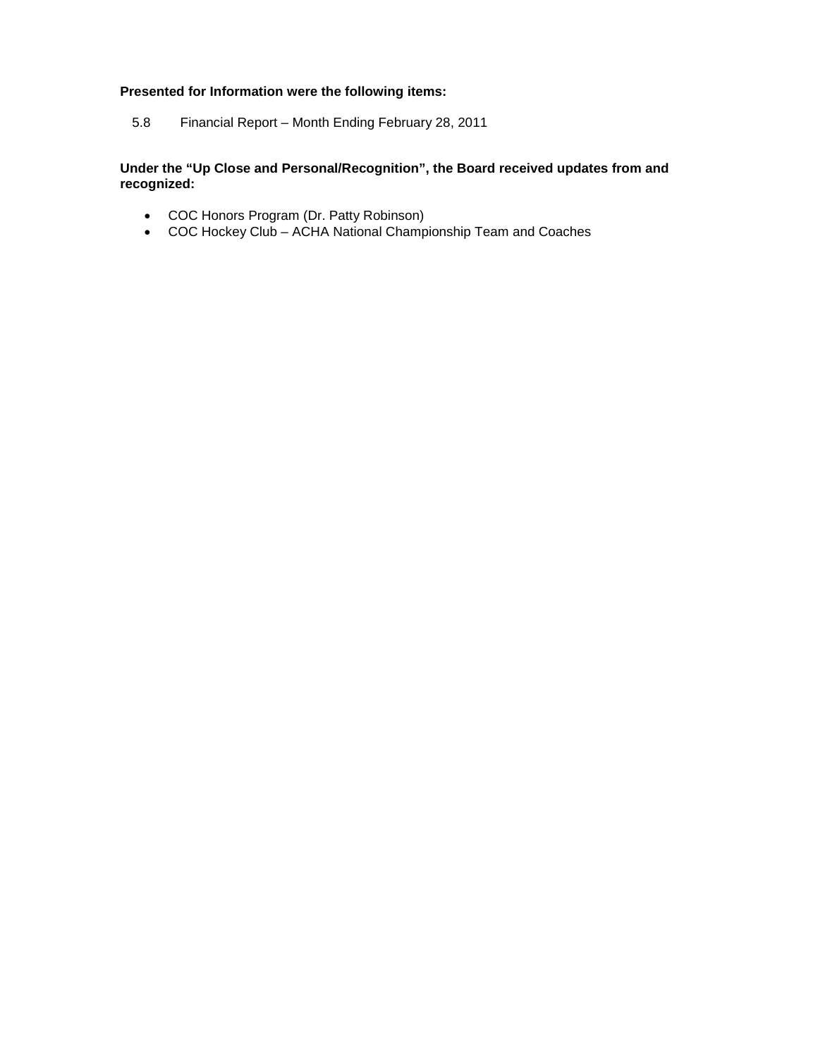**Presented for Information were the following items:**

5.8 Financial Report – Month Ending February 28, 2011

**Under the "Up Close and Personal/Recognition", the Board received updates from and recognized:**

- COC Honors Program (Dr. Patty Robinson)
- COC Hockey Club – ACHA National Championship Team and Coaches